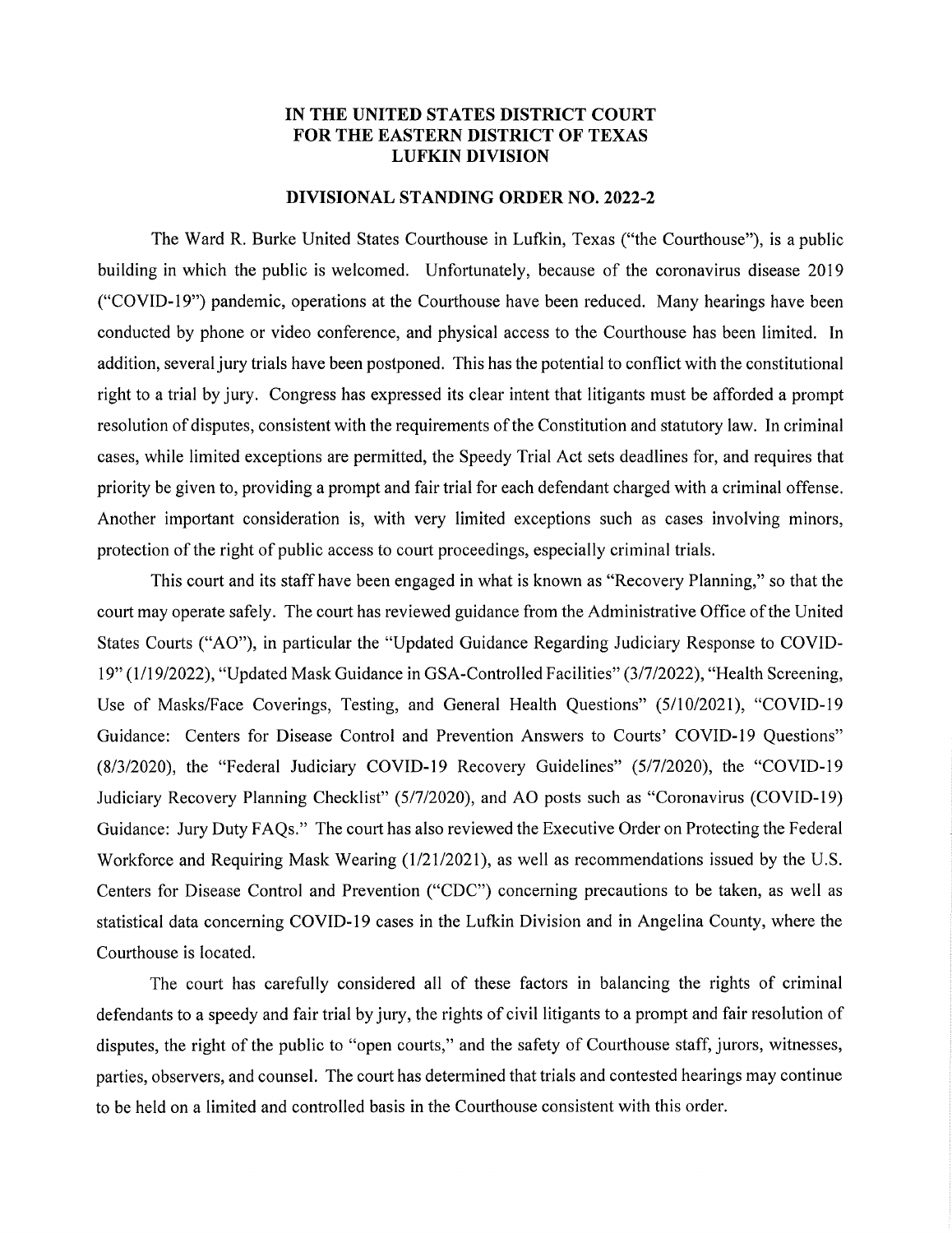# IN THE UNITED STATES DISTRICT COURT FOR THE EASTERN DISTRICT OF TEXAS LUFKIN DIVISION

## DIVISIONAL STANDING ORDER NO. 2022-2

The Ward R. Burke United States Courthouse in Lufkin, Texas ("the Courthouse"), is a public building in which the public is welcomed. Unfortunately, because of the coronavirus disease 2019 ("COVID-19") pandemic, operations at the Courthouse have been reduced. Many hearings have been conducted by phone or video conference, and physical access to the Courthouse has been limited. In addition, several jury trials have been postponed. This has the potential to conflict with the constitutional right to a trial by jury. Congress has expressed its clear intent that litigants must be afforded a prompt resolution of disputes, consistent with the requirements of the Constitution and statutory law. In criminal cases, while limited exceptions are permitted, the Speedy Trial Act sets deadlines for, and requires that priority be given to, providing a prompt and fair trial for each defendant charged with a criminal offense. Another important consideration is, with very limited exceptions such as cases involving minors, protection of the right of public access to court proceedings, especially criminal trials.

This court and its staff have been engaged in what is known as "Recovery Planning," so that the court may operate safely. The court has reviewed guidance from the Administrative Office of the United States Courts ("AO"), in particular the "Updated Guidance Regarding Judiciary Response to COVID-19" (1/19/2022), "Updated Mask Guidance in GSA-Controlled Facilities" (3/7/2022), "Health Screening, Use of Masks/Face Coverings, Testing, and General Health Questions" (5/10/2021), "COVID-19 Guidance: Centers for Disease Control and Prevention Answers to Courts' COVID-19 Questions" (8/3/2020), the "Federal Judiciary COVID-19 Recovery Guidelines" (5/7/2020), the "COVID-19 Judiciary Recovery Planning Checklist" (5/7/2020), and AO posts such as "Coronavirus (COVID-19) Guidance: Jury Duty FAQs." The court has also reviewed the Executive Order on Protecting the Federal Workforce and Requiring Mask Wearing (1/21/2021), as well as recommendations issued by the U.S. Centers for Disease Control and Prevention ("CDC") concerning precautions to be taken, as well as statistical data concerning COVID-19 cases in the Lufkin Division and in Angelina County, where the Courthouse is located.

The court has carefully considered all of these factors in balancing the rights of criminal defendants to a speedy and fair trial by jury, the rights of civil litigants to a prompt and fair resolution of disputes, the right of the public to "open courts," and the safety of Courthouse staff, jurors, witnesses, parties, observers, and counsel. The court has determined that trials and contested hearings may continue to be held on a limited and controlled basis in the Courthouse consistent with this order.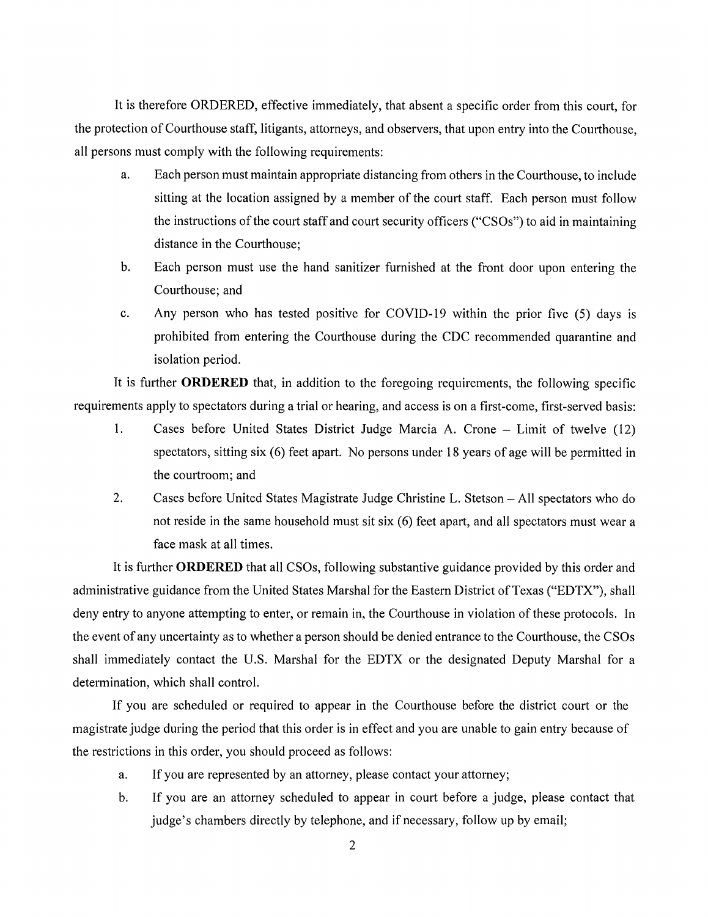It is therefore ORDERED, effective immediately, that absent a specific order from this court, for the protection of Courthouse staff, litigants, attorneys, and observers, that upon entry into the Courthouse, all persons must comply with the following requirements:

a. Each person must maintain appropriate distancing from others in the Courthouse, to include sitting at the location assigned by a member of the court staff. Each person must follow the instructions of the court staff and court security officers ("CSOs") to aid in maintaining distance in the Courthouse;

b. Each person must use the hand sanitizer furnished at the front door upon entering the Courthouse; and

c. Any person who has tested positive for COVID-19 within the prior five (5) days is prohibited from entering the Courthouse during the CDC recommended quarantine and isolation period.

It is further **ORDERED** that, in addition to the foregoing requirements, the following specific requirements apply to spectators during a trial or hearing, and access is on a first-come, first-served basis:

1. Cases before United States District Judge Marcia A. Crone – Limit of twelve (12) spectators, sitting six (6) feet apart. No persons under 18 years of age will be permitted in the courtroom; and

2. Cases before United States Magistrate Judge Christine L. Stetson – All spectators who do not reside in the same household must sit six (6) feet apart, and all spectators must wear a face mask at all times.

It is further **ORDERED** that all CSOs, following substantive guidance provided by this order and administrative guidance from the United States Marshal for the Eastern District of Texas ("EDTX"), shall deny entry to anyone attempting to enter, or remain in, the Courthouse in violation of these protocols. In the event of any uncertainty as to whether a person should be denied entrance to the Courthouse, the CSOs shall immediately contact the U.S. Marshal for the EDTX or the designated Deputy Marshal for a determination, which shall control.

If you are scheduled or required to appear in the Courthouse before the district court or the magistrate judge during the period that this order is in effect and you are unable to gain entry because of the restrictions in this order, you should proceed as follows:

a. If you are represented by an attorney, please contact your attorney;

b. If you are an attorney scheduled to appear in court before a judge, please contact that judge's chambers directly by telephone, and if necessary, follow up by email;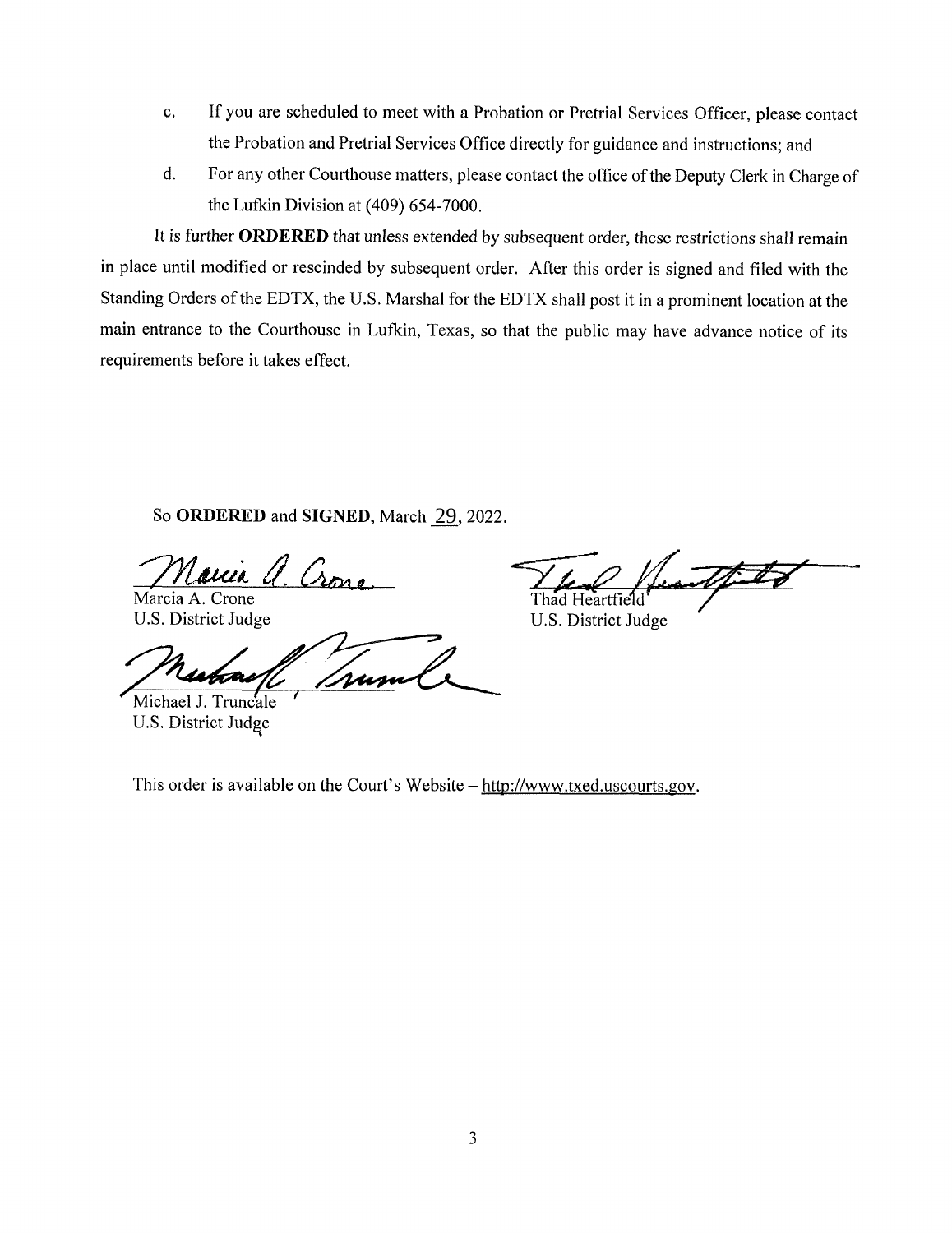c. If you are scheduled to meet with a Probation or Pretrial Services Officer, please contact the Probation and Pretrial Services Office directly for guidance and instructions; and

d. For any other Courthouse matters, please contact the office of the Deputy Clerk in Charge of the Lufkin Division at (409) 654-7000.

It is further **ORDERED** that unless extended by subsequent order, these restrictions shall remain in place until modified or rescinded by subsequent order. After this order is signed and filed with the Standing Orders of the EDTX, the U.S. Marshal for the EDTX shall post it in a prominent location at the main entrance to the Courthouse in Lufkin, Texas, so that the public may have advance notice of its requirements before it takes effect.

So **ORDERED** and **SIGNED,** March 29, 2022.

Marcia A. Crone
U.S. District Judge

Thad Heartfield
U.S. District Judge

Michael J. Truncale
U.S. District Judge

This order is available on the Court's Website – http://www.txed.uscourts.gov.